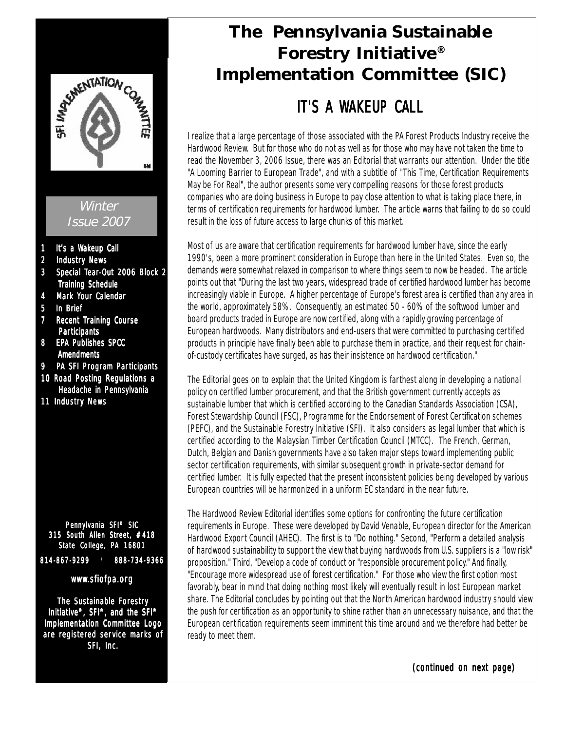# The Pennsylvania Sustainable Forestry Initiative® Implementation Committee (SIC)

Winter Issue 2007

1. It's a Wakeup Call
2. Industry News
3. Special Tear-Out 2006 Block 2 Training Schedule
4. Mark Your Calendar
5. In Brief
7. Recent Training Course Participants
8. EPA Publishes SPCC Amendments
9. PA SFI Program Participants
10. Road Posting Regulations a Headache in Pennsylvania
11. Industry News

Pennylvania SFI® SIC
315 South Allen Street, #418
State College, PA 16801
814-867-9299 · 888-734-9366

www.sfiofpa.org

The Sustainable Forestry Initiative®, SFI®, and the SFI® Implementation Committee Logo are registered service marks of SFI, Inc.

## IT'S A WAKEUP CALL

I realize that a large percentage of those associated with the PA Forest Products Industry receive the Hardwood Review. But for those who do not as well as for those who may have not taken the time to read the November 3, 2006 Issue, there was an Editorial that warrants our attention. Under the title "A Looming Barrier to European Trade", and with a subtitle of "This Time, Certification Requirements May be For Real", the author presents some very compelling reasons for those forest products companies who are doing business in Europe to pay close attention to what is taking place there, in terms of certification requirements for hardwood lumber. The article warns that failing to do so could result in the loss of future access to large chunks of this market.

Most of us are aware that certification requirements for hardwood lumber have, since the early 1990's, been a more prominent consideration in Europe than here in the United States. Even so, the demands were somewhat relaxed in comparison to where things seem to now be headed. The article points out that "During the last two years, widespread trade of certified hardwood lumber has become increasingly viable in Europe. A higher percentage of Europe's forest area is certified than any area in the world, approximately 58%. Consequently, an estimated 50 - 60% of the softwood lumber and board products traded in Europe are now certified, along with a rapidly growing percentage of European hardwoods. Many distributors and end-users that were committed to purchasing certified products in principle have finally been able to purchase them in practice, and their request for chain-of-custody certificates have surged, as has their insistence on hardwood certification."

The Editorial goes on to explain that the United Kingdom is farthest along in developing a national policy on certified lumber procurement, and that the British government currently accepts as sustainable lumber that which is certified according to the Canadian Standards Association (CSA), Forest Stewardship Council (FSC), Programme for the Endorsement of Forest Certification schemes (PEFC), and the Sustainable Forestry Initiative (SFI). It also considers as legal lumber that which is certified according to the Malaysian Timber Certification Council (MTCC). The French, German, Dutch, Belgian and Danish governments have also taken major steps toward implementing public sector certification requirements, with similar subsequent growth in private-sector demand for certified lumber. It is fully expected that the present inconsistent policies being developed by various European countries will be harmonized in a uniform EC standard in the near future.

The Hardwood Review Editorial identifies some options for confronting the future certification requirements in Europe. These were developed by David Venable, European director for the American Hardwood Export Council (AHEC). The first is to "Do nothing." Second, "Perform a detailed analysis of hardwood sustainability to support the view that buying hardwoods from U.S. suppliers is a "low risk" proposition." Third, "Develop a code of conduct or "responsible procurement policy." And finally, "Encourage more widespread use of forest certification." For those who view the first option most favorably, bear in mind that doing nothing most likely will eventually result in lost European market share. The Editorial concludes by pointing out that the North American hardwood industry should view the push for certification as an opportunity to shine rather than an unnecessary nuisance, and that the European certification requirements seem imminent this time around and we therefore had better be ready to meet them.

*(continued on next page)*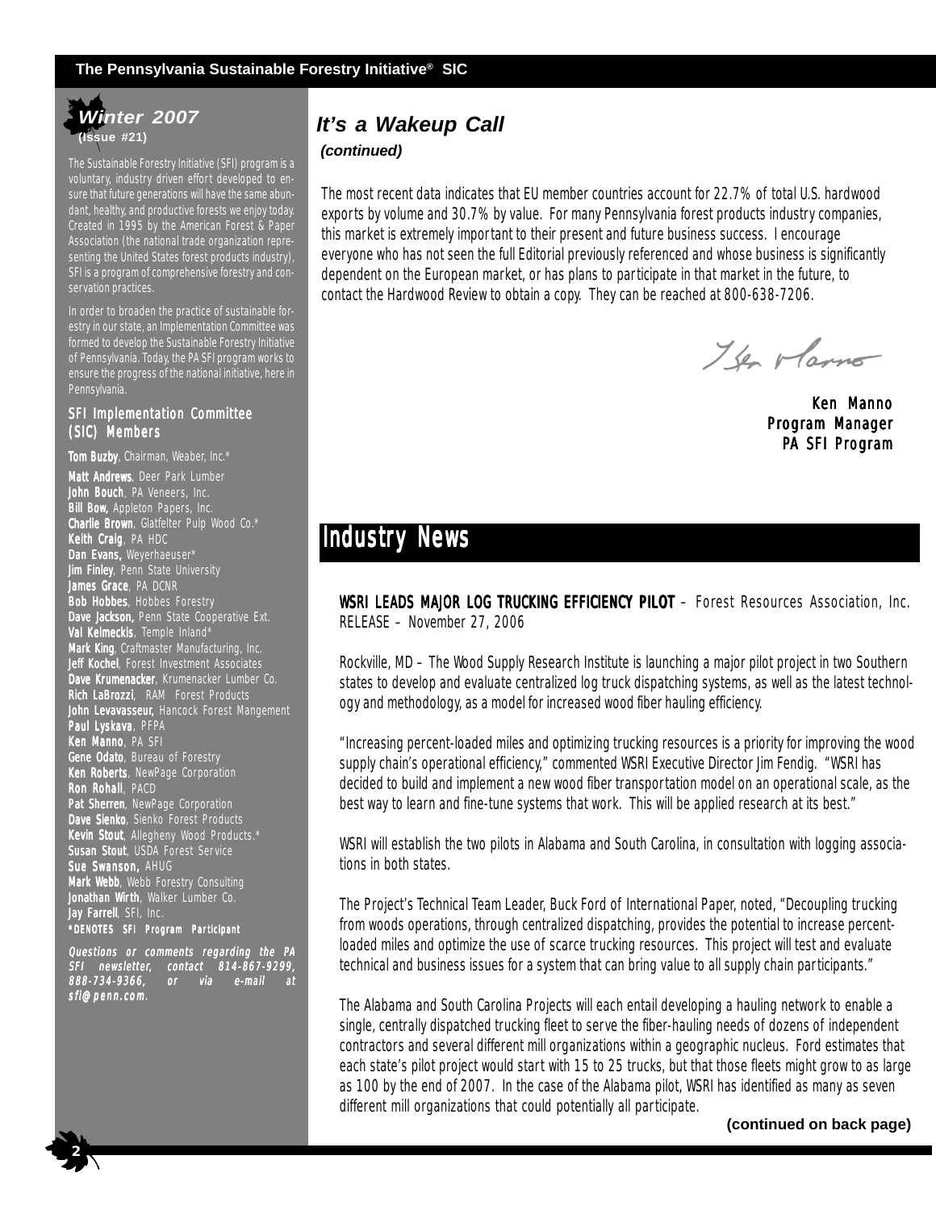**Winter 2007**
**(Issue #21)**

The Sustainable Forestry Initiative (SFI) program is a voluntary, industry driven effort developed to ensure that future generations will have the same abundant, healthy, and productive forests we enjoy today. Created in 1995 by the American Forest & Paper Association (the national trade organization representing the United States forest products industry), SFI is a program of comprehensive forestry and conservation practices.

In order to broaden the practice of sustainable forestry in our state, an Implementation Committee was formed to develop the Sustainable Forestry Initiative of Pennsylvania. Today, the PA SFI program works to ensure the progress of the national initiative, here in Pennsylvania.

### SFI Implementation Committee (SIC) Members

**Tom Buzby**, Chairman, Weaber, Inc.*
**Matt Andrews**, Deer Park Lumber
**John Bouch**, PA Veneers, Inc.
**Bill Bow,** Appleton Papers, Inc.
**Charlie Brown**, Glatfelter Pulp Wood Co.*
**Keith Craig**, PA HDC
**Dan Evans,** Weyerhaeuser*
**Jim Finley**, Penn State University
**James Grace**, PA DCNR
**Bob Hobbes**, Hobbes Forestry
**Dave Jackson,** Penn State Cooperative Ext.
**Val Kelmeckis**, Temple Inland*
**Mark King**, Craftmaster Manufacturing, Inc.
**Jeff Kochel**, Forest Investment Associates
**Dave Krumenacker**, Krumenacker Lumber Co.
**Rich LaBrozzi**, RAM Forest Products
**John Levavasseur,** Hancock Forest Mangement
**Paul Lyskava**, PFPA
**Ken Manno**, PA SFI
**Gene Odato**, Bureau of Forestry
**Ken Roberts**, NewPage Corporation
**Ron Rohall**, PACD
**Pat Sherren**, NewPage Corporation
**Dave Sienko**, Sienko Forest Products
**Kevin Stout**, Allegheny Wood Products.*
**Susan Stout**, USDA Forest Service
**Sue Swanson,** AHUG
**Mark Webb**, Webb Forestry Consulting
**Jonathan Wirth**, Walker Lumber Co.
**Jay Farrell**, SFI, Inc.
***DENOTES SFI Program Participant**

*Questions or comments regarding the PA SFI newsletter, contact 814-867-9299, 888-734-9366, or via e-mail at sfi@penn.com.*

## *It's a Wakeup Call*

***(continued)***

The most recent data indicates that EU member countries account for 22.7% of total U.S. hardwood exports by volume and 30.7% by value. For many Pennsylvania forest products industry companies, this market is extremely important to their present and future business success. I encourage everyone who has not seen the full Editorial previously referenced and whose business is significantly dependent on the European market, or has plans to participate in that market in the future, to contact the Hardwood Review to obtain a copy. They can be reached at 800-638-7206.

Ken Manno
Program Manager
PA SFI Program

# Industry News

**WSRI LEADS MAJOR LOG TRUCKING EFFICIENCY PILOT** – Forest Resources Association, Inc. RELEASE – November 27, 2006

Rockville, MD – The Wood Supply Research Institute is launching a major pilot project in two Southern states to develop and evaluate centralized log truck dispatching systems, as well as the latest technology and methodology, as a model for increased wood fiber hauling efficiency.

"Increasing percent-loaded miles and optimizing trucking resources is a priority for improving the wood supply chain's operational efficiency," commented WSRI Executive Director Jim Fendig. "WSRI has decided to build and implement a new wood fiber transportation model on an operational scale, as the best way to learn and fine-tune systems that work. This will be applied research at its best."

WSRI will establish the two pilots in Alabama and South Carolina, in consultation with logging associations in both states.

The Project's Technical Team Leader, Buck Ford of International Paper, noted, "Decoupling trucking from woods operations, through centralized dispatching, provides the potential to increase percent-loaded miles and optimize the use of scarce trucking resources. This project will test and evaluate technical and business issues for a system that can bring value to all supply chain participants."

The Alabama and South Carolina Projects will each entail developing a hauling network to enable a single, centrally dispatched trucking fleet to serve the fiber-hauling needs of dozens of independent contractors and several different mill organizations within a geographic nucleus. Ford estimates that each state's pilot project would start with 15 to 25 trucks, but that those fleets might grow to as large as 100 by the end of 2007. In the case of the Alabama pilot, WSRI has identified as many as seven different mill organizations that could potentially all participate.

**(continued on back page)**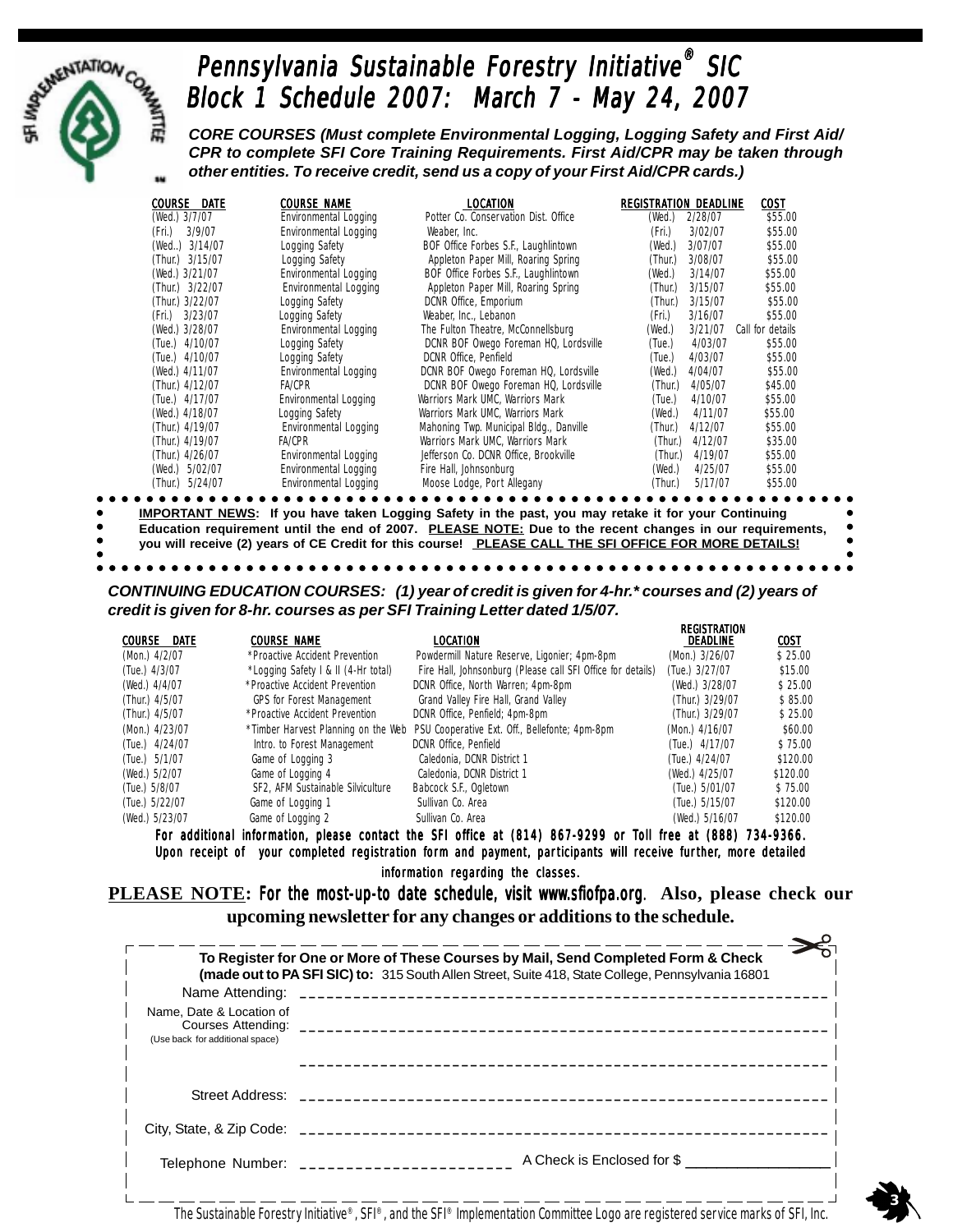# Pennsylvania Sustainable Forestry Initiative® SIC Block 1 Schedule 2007: March 7 - May 24, 2007

***CORE COURSES (Must complete Environmental Logging, Logging Safety and First Aid/CPR to complete SFI Core Training Requirements. First Aid/CPR may be taken through other entities. To receive credit, send us a copy of your First Aid/CPR cards.)***

| COURSE DATE | COURSE NAME | LOCATION | REGISTRATION DEADLINE | COST |
|---|---|---|---|---|
| (Wed.) 3/7/07 | Environmental Logging | Potter Co. Conservation Dist. Office | (Wed.) 2/28/07 | $55.00 |
| (Fri.) 3/9/07 | Environmental Logging | Weaber, Inc. | (Fri.) 3/02/07 | $55.00 |
| (Wed..) 3/14/07 | Logging Safety | BOF Office Forbes S.F., Laughlintown | (Wed.) 3/07/07 | $55.00 |
| (Thur.) 3/15/07 | Logging Safety | Appleton Paper Mill, Roaring Spring | (Thur.) 3/08/07 | $55.00 |
| (Wed.) 3/21/07 | Environmental Logging | BOF Office Forbes S.F., Laughlintown | (Wed.) 3/14/07 | $55.00 |
| (Thur.) 3/22/07 | Environmental Logging | Appleton Paper Mill, Roaring Spring | (Thur.) 3/15/07 | $55.00 |
| (Thur.) 3/22/07 | Logging Safety | DCNR Office, Emporium | (Thur.) 3/15/07 | $55.00 |
| (Fri.) 3/23/07 | Logging Safety | Weaber, Inc., Lebanon | (Fri.) 3/16/07 | $55.00 |
| (Wed.) 3/28/07 | Environmental Logging | The Fulton Theatre, McConnellsburg | (Wed.) 3/21/07 | Call for details |
| (Tue.) 4/10/07 | Logging Safety | DCNR BOF Owego Foreman HQ, Lordsville | (Tue.) 4/03/07 | $55.00 |
| (Tue.) 4/10/07 | Logging Safety | DCNR Office, Penfield | (Tue.) 4/03/07 | $55.00 |
| (Wed.) 4/11/07 | Environmental Logging | DCNR BOF Owego Foreman HQ, Lordsville | (Wed.) 4/04/07 | $55.00 |
| (Thur.) 4/12/07 | FA/CPR | DCNR BOF Owego Foreman HQ, Lordsville | (Thur.) 4/05/07 | $45.00 |
| (Tue.) 4/17/07 | Environmental Logging | Warriors Mark UMC, Warriors Mark | (Tue.) 4/10/07 | $55.00 |
| (Wed.) 4/18/07 | Logging Safety | Warriors Mark UMC, Warriors Mark | (Wed.) 4/11/07 | $55.00 |
| (Thur.) 4/19/07 | Environmental Logging | Mahoning Twp. Municipal Bldg., Danville | (Thur.) 4/12/07 | $55.00 |
| (Thur.) 4/19/07 | FA/CPR | Warriors Mark UMC, Warriors Mark | (Thur.) 4/12/07 | $35.00 |
| (Thur.) 4/26/07 | Environmental Logging | Jefferson Co. DCNR Office, Brookville | (Thur.) 4/19/07 | $55.00 |
| (Wed.) 5/02/07 | Environmental Logging | Fire Hall, Johnsonburg | (Wed.) 4/25/07 | $55.00 |
| (Thur.) 5/24/07 | Environmental Logging | Moose Lodge, Port Allegany | (Thur.) 5/17/07 | $55.00 |

**IMPORTANT NEWS: If you have taken Logging Safety in the past, you may retake it for your Continuing Education requirement until the end of 2007. PLEASE NOTE: Due to the recent changes in our requirements, you will receive (2) years of CE Credit for this course! PLEASE CALL THE SFI OFFICE FOR MORE DETAILS!**

***CONTINUING EDUCATION COURSES: (1) year of credit is given for 4-hr.* courses and (2) years of credit is given for 8-hr. courses as per SFI Training Letter dated 1/5/07.***

| COURSE DATE | COURSE NAME | LOCATION | REGISTRATION DEADLINE | COST |
|---|---|---|---|---|
| (Mon.) 4/2/07 | *Proactive Accident Prevention | Powdermill Nature Reserve, Ligonier; 4pm-8pm | (Mon.) 3/26/07 | $ 25.00 |
| (Tue.) 4/3/07 | *Logging Safety I & II (4-Hr total) | Fire Hall, Johnsonburg (Please call SFI Office for details) | (Tue.) 3/27/07 | $15.00 |
| (Wed.) 4/4/07 | *Proactive Accident Prevention | DCNR Office, North Warren; 4pm-8pm | (Wed.) 3/28/07 | $ 25.00 |
| (Thur.) 4/5/07 | GPS for Forest Management | Grand Valley Fire Hall, Grand Valley | (Thur.) 3/29/07 | $ 85.00 |
| (Thur.) 4/5/07 | *Proactive Accident Prevention | DCNR Office, Penfield; 4pm-8pm | (Thur.) 3/29/07 | $ 25.00 |
| (Mon.) 4/23/07 | *Timber Harvest Planning on the Web | PSU Cooperative Ext. Off., Bellefonte; 4pm-8pm | (Mon.) 4/16/07 | $60.00 |
| (Tue.) 4/24/07 | Intro. to Forest Management | DCNR Office, Penfield | (Tue.) 4/17/07 | $ 75.00 |
| (Tue.) 5/1/07 | Game of Logging 3 | Caledonia, DCNR District 1 | (Tue.) 4/24/07 | $120.00 |
| (Wed.) 5/2/07 | Game of Logging 4 | Caledonia, DCNR District 1 | (Wed.) 4/25/07 | $120.00 |
| (Tue.) 5/8/07 | SF2, AFM Sustainable Silviculture | Babcock S.F., Ogletown | (Tue.) 5/01/07 | $ 75.00 |
| (Tue.) 5/22/07 | Game of Logging 1 | Sullivan Co. Area | (Tue.) 5/15/07 | $120.00 |
| (Wed.) 5/23/07 | Game of Logging 2 | Sullivan Co. Area | (Wed.) 5/16/07 | $120.00 |

For additional information, please contact the SFI office at (814) 867-9299 or Toll free at (888) 734-9366. Upon receipt of your completed registration form and payment, participants will receive further, more detailed information regarding the classes.

**PLEASE NOTE: For the most-up-to date schedule, visit www.sfiofpa.org. Also, please check our upcoming newsletter for any changes or additions to the schedule.**

**To Register for One or More of These Courses by Mail, Send Completed Form & Check (made out to PA SFI SIC) to:** 315 South Allen Street, Suite 418, State College, Pennsylvania 16801

Name Attending: ______________________________

Name, Date & Location of Courses Attending: ______________________________
(Use back for additional space)

______________________________

Street Address: ______________________________

City, State, & Zip Code: ______________________________

Telephone Number: ______________ A Check is Enclosed for $ ______________

The Sustainable Forestry Initiative®, SFI®, and the SFI® Implementation Committee Logo are registered service marks of SFI, Inc.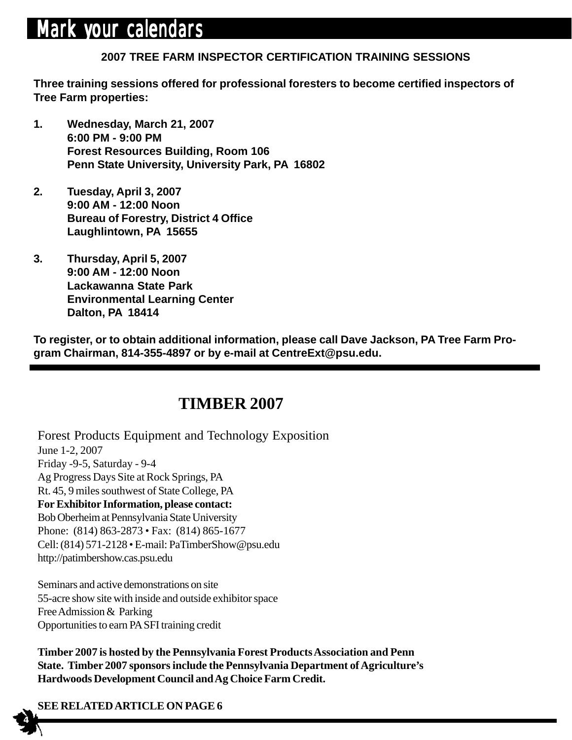# Mark your calendars

**2007 TREE FARM INSPECTOR CERTIFICATION TRAINING SESSIONS**

**Three training sessions offered for professional foresters to become certified inspectors of Tree Farm properties:**

1. **Wednesday, March 21, 2007**
   **6:00 PM - 9:00 PM**
   **Forest Resources Building, Room 106**
   **Penn State University, University Park, PA 16802**

2. **Tuesday, April 3, 2007**
   **9:00 AM - 12:00 Noon**
   **Bureau of Forestry, District 4 Office**
   **Laughlintown, PA 15655**

3. **Thursday, April 5, 2007**
   **9:00 AM - 12:00 Noon**
   **Lackawanna State Park**
   **Environmental Learning Center**
   **Dalton, PA 18414**

**To register, or to obtain additional information, please call Dave Jackson, PA Tree Farm Program Chairman, 814-355-4897 or by e-mail at CentreExt@psu.edu.**

---

## TIMBER 2007

Forest Products Equipment and Technology Exposition
June 1-2, 2007
Friday -9-5, Saturday - 9-4
Ag Progress Days Site at Rock Springs, PA
Rt. 45, 9 miles southwest of State College, PA
**For Exhibitor Information, please contact:**
Bob Oberheim at Pennsylvania State University
Phone: (814) 863-2873 • Fax: (814) 865-1677
Cell: (814) 571-2128 • E-mail: PaTimberShow@psu.edu
http://patimbershow.cas.psu.edu

Seminars and active demonstrations on site
55-acre show site with inside and outside exhibitor space
Free Admission & Parking
Opportunities to earn PA SFI training credit

**Timber 2007 is hosted by the Pennsylvania Forest Products Association and Penn State. Timber 2007 sponsors include the Pennsylvania Department of Agriculture's Hardwoods Development Council and Ag Choice Farm Credit.**

**SEE RELATED ARTICLE ON PAGE 6**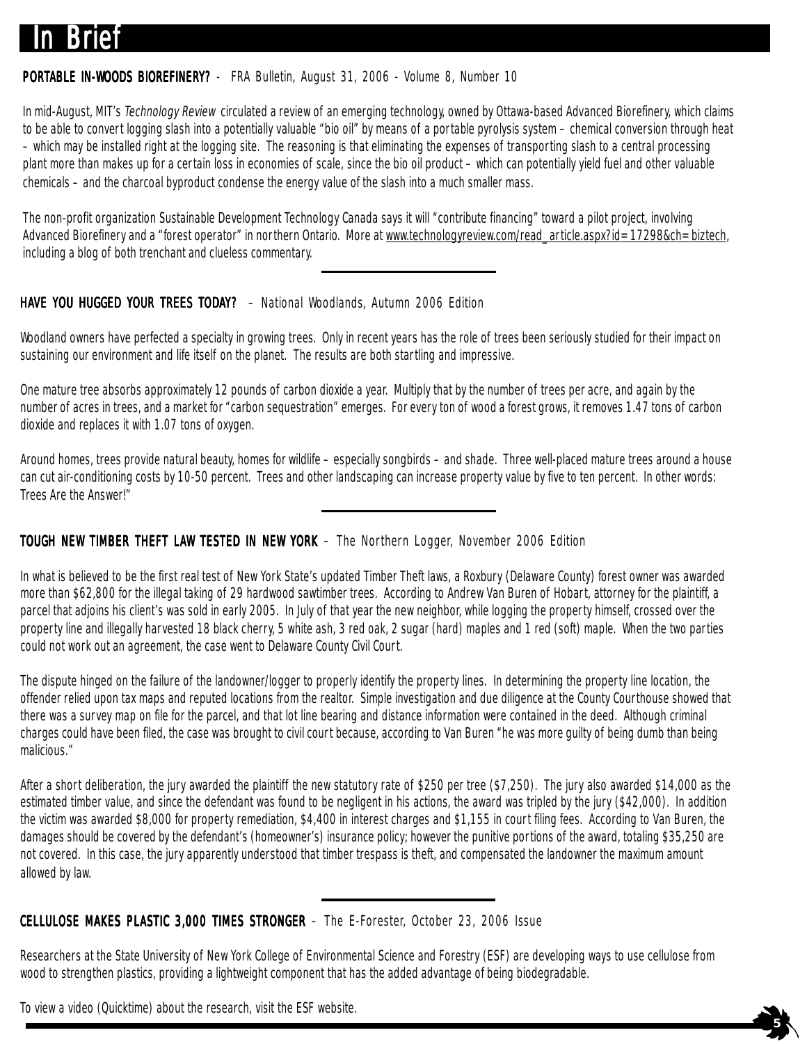# In Brief

**PORTABLE IN-WOODS BIOREFINERY?** - FRA Bulletin, August 31, 2006 - Volume 8, Number 10

In mid-August, MIT's *Technology Review* circulated a review of an emerging technology, owned by Ottawa-based Advanced Biorefinery, which claims to be able to convert logging slash into a potentially valuable "bio oil" by means of a portable pyrolysis system – chemical conversion through heat – which may be installed right at the logging site. The reasoning is that eliminating the expenses of transporting slash to a central processing plant more than makes up for a certain loss in economies of scale, since the bio oil product – which can potentially yield fuel and other valuable chemicals – and the charcoal byproduct condense the energy value of the slash into a much smaller mass.

The non-profit organization Sustainable Development Technology Canada says it will "contribute financing" toward a pilot project, involving Advanced Biorefinery and a "forest operator" in northern Ontario. More at www.technologyreview.com/read_article.aspx?id=17298&ch=biztech, including a blog of both trenchant and clueless commentary.

**HAVE YOU HUGGED YOUR TREES TODAY?** – National Woodlands, Autumn 2006 Edition

Woodland owners have perfected a specialty in growing trees. Only in recent years has the role of trees been seriously studied for their impact on sustaining our environment and life itself on the planet. The results are both startling and impressive.

One mature tree absorbs approximately 12 pounds of carbon dioxide a year. Multiply that by the number of trees per acre, and again by the number of acres in trees, and a market for "carbon sequestration" emerges. For every ton of wood a forest grows, it removes 1.47 tons of carbon dioxide and replaces it with 1.07 tons of oxygen.

Around homes, trees provide natural beauty, homes for wildlife – especially songbirds – and shade. Three well-placed mature trees around a house can cut air-conditioning costs by 10-50 percent. Trees and other landscaping can increase property value by five to ten percent. In other words: Trees Are the Answer!"

**TOUGH NEW TIMBER THEFT LAW TESTED IN NEW YORK** – The Northern Logger, November 2006 Edition

In what is believed to be the first real test of New York State's updated Timber Theft laws, a Roxbury (Delaware County) forest owner was awarded more than $62,800 for the illegal taking of 29 hardwood sawtimber trees. According to Andrew Van Buren of Hobart, attorney for the plaintiff, a parcel that adjoins his client's was sold in early 2005. In July of that year the new neighbor, while logging the property himself, crossed over the property line and illegally harvested 18 black cherry, 5 white ash, 3 red oak, 2 sugar (hard) maples and 1 red (soft) maple. When the two parties could not work out an agreement, the case went to Delaware County Civil Court.

The dispute hinged on the failure of the landowner/logger to properly identify the property lines. In determining the property line location, the offender relied upon tax maps and reputed locations from the realtor. Simple investigation and due diligence at the County Courthouse showed that there was a survey map on file for the parcel, and that lot line bearing and distance information were contained in the deed. Although criminal charges could have been filed, the case was brought to civil court because, according to Van Buren "he was more guilty of being dumb than being malicious."

After a short deliberation, the jury awarded the plaintiff the new statutory rate of $250 per tree ($7,250). The jury also awarded $14,000 as the estimated timber value, and since the defendant was found to be negligent in his actions, the award was tripled by the jury ($42,000). In addition the victim was awarded $8,000 for property remediation, $4,400 in interest charges and $1,155 in court filing fees. According to Van Buren, the damages should be covered by the defendant's (homeowner's) insurance policy; however the punitive portions of the award, totaling $35,250 are not covered. In this case, the jury apparently understood that timber trespass is theft, and compensated the landowner the maximum amount allowed by law.

**CELLULOSE MAKES PLASTIC 3,000 TIMES STRONGER** – The E-Forester, October 23, 2006 Issue

Researchers at the State University of New York College of Environmental Science and Forestry (ESF) are developing ways to use cellulose from wood to strengthen plastics, providing a lightweight component that has the added advantage of being biodegradable.

To view a video (Quicktime) about the research, visit the ESF website.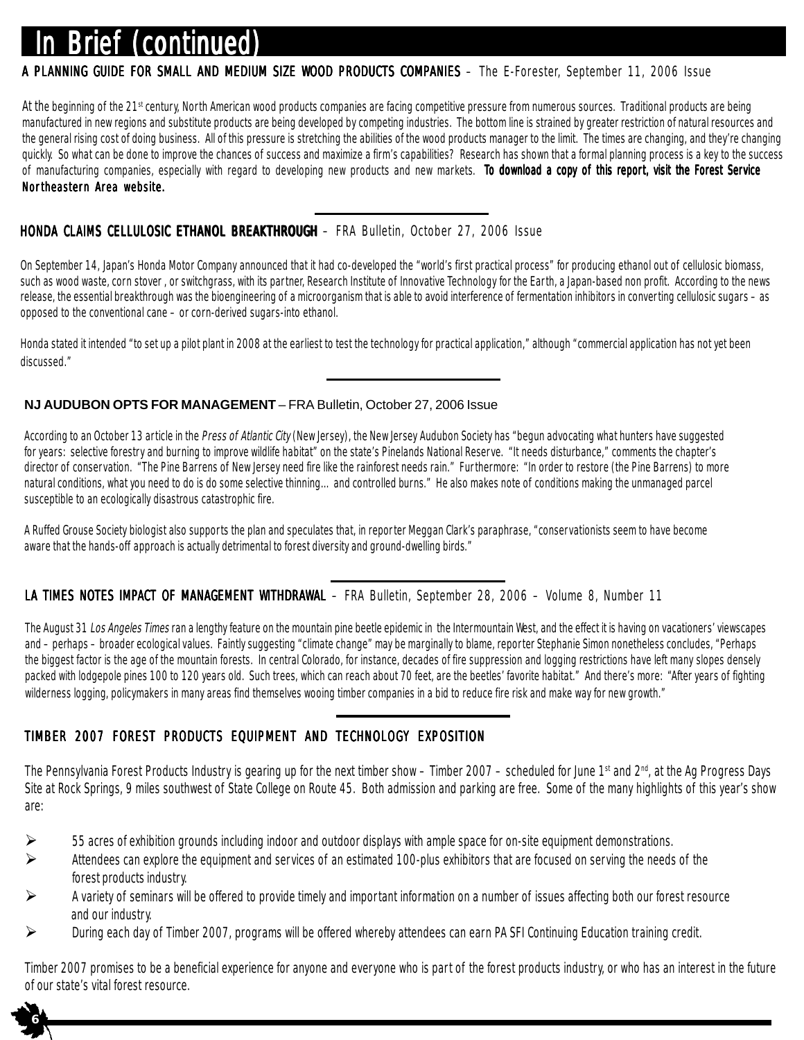# In Brief (continued)

**A PLANNING GUIDE FOR SMALL AND MEDIUM SIZE WOOD PRODUCTS COMPANIES** – The E-Forester, September 11, 2006 Issue

At the beginning of the 21st century, North American wood products companies are facing competitive pressure from numerous sources. Traditional products are being manufactured in new regions and substitute products are being developed by competing industries. The bottom line is strained by greater restriction of natural resources and the general rising cost of doing business. All of this pressure is stretching the abilities of the wood products manager to the limit. The times are changing, and they're changing quickly. So what can be done to improve the chances of success and maximize a firm's capabilities? Research has shown that a formal planning process is a key to the success of manufacturing companies, especially with regard to developing new products and new markets. **To download a copy of this report, visit the Forest Service Northeastern Area website.**

---

**HONDA CLAIMS CELLULOSIC ETHANOL BREAKTHROUGH** – FRA Bulletin, October 27, 2006 Issue

On September 14, Japan's Honda Motor Company announced that it had co-developed the "world's first practical process" for producing ethanol out of cellulosic biomass, such as wood waste, corn stover , or switchgrass, with its partner, Research Institute of Innovative Technology for the Earth, a Japan-based non profit. According to the news release, the essential breakthrough was the bioengineering of a microorganism that is able to avoid interference of fermentation inhibitors in converting cellulosic sugars – as opposed to the conventional cane – or corn-derived sugars-into ethanol.

Honda stated it intended "to set up a pilot plant in 2008 at the earliest to test the technology for practical application," although "commercial application has not yet been discussed."

---

**NJ AUDUBON OPTS FOR MANAGEMENT** – FRA Bulletin, October 27, 2006 Issue

According to an October 13 article in the *Press of Atlantic City* (New Jersey), the New Jersey Audubon Society has "begun advocating what hunters have suggested for years: selective forestry and burning to improve wildlife habitat" on the state's Pinelands National Reserve. "It needs disturbance," comments the chapter's director of conservation. "The Pine Barrens of New Jersey need fire like the rainforest needs rain." Furthermore: "In order to restore (the Pine Barrens) to more natural conditions, what you need to do is do some selective thinning... and controlled burns." He also makes note of conditions making the unmanaged parcel susceptible to an ecologically disastrous catastrophic fire.

A Ruffed Grouse Society biologist also supports the plan and speculates that, in reporter Meggan Clark's paraphrase, "conservationists seem to have become aware that the hands-off approach is actually detrimental to forest diversity and ground-dwelling birds."

---

**LA TIMES NOTES IMPACT OF MANAGEMENT WITHDRAWAL** – FRA Bulletin, September 28, 2006 – Volume 8, Number 11

The August 31 *Los Angeles Times* ran a lengthy feature on the mountain pine beetle epidemic in the Intermountain West, and the effect it is having on vacationers' viewscapes and – perhaps – broader ecological values. Faintly suggesting "climate change" may be marginally to blame, reporter Stephanie Simon nonetheless concludes, "Perhaps the biggest factor is the age of the mountain forests. In central Colorado, for instance, decades of fire suppression and logging restrictions have left many slopes densely packed with lodgepole pines 100 to 120 years old. Such trees, which can reach about 70 feet, are the beetles' favorite habitat." And there's more: "After years of fighting wilderness logging, policymakers in many areas find themselves wooing timber companies in a bid to reduce fire risk and make way for new growth."

---

**TIMBER 2007 FOREST PRODUCTS EQUIPMENT AND TECHNOLOGY EXPOSITION**

The Pennsylvania Forest Products Industry is gearing up for the next timber show – Timber 2007 – scheduled for June 1st and 2nd, at the Ag Progress Days Site at Rock Springs, 9 miles southwest of State College on Route 45. Both admission and parking are free. Some of the many highlights of this year's show are:

- 55 acres of exhibition grounds including indoor and outdoor displays with ample space for on-site equipment demonstrations.
- Attendees can explore the equipment and services of an estimated 100-plus exhibitors that are focused on serving the needs of the forest products industry.
- A variety of seminars will be offered to provide timely and important information on a number of issues affecting both our forest resource and our industry.
- During each day of Timber 2007, programs will be offered whereby attendees can earn PA SFI Continuing Education training credit.

Timber 2007 promises to be a beneficial experience for anyone and everyone who is part of the forest products industry, or who has an interest in the future of our state's vital forest resource.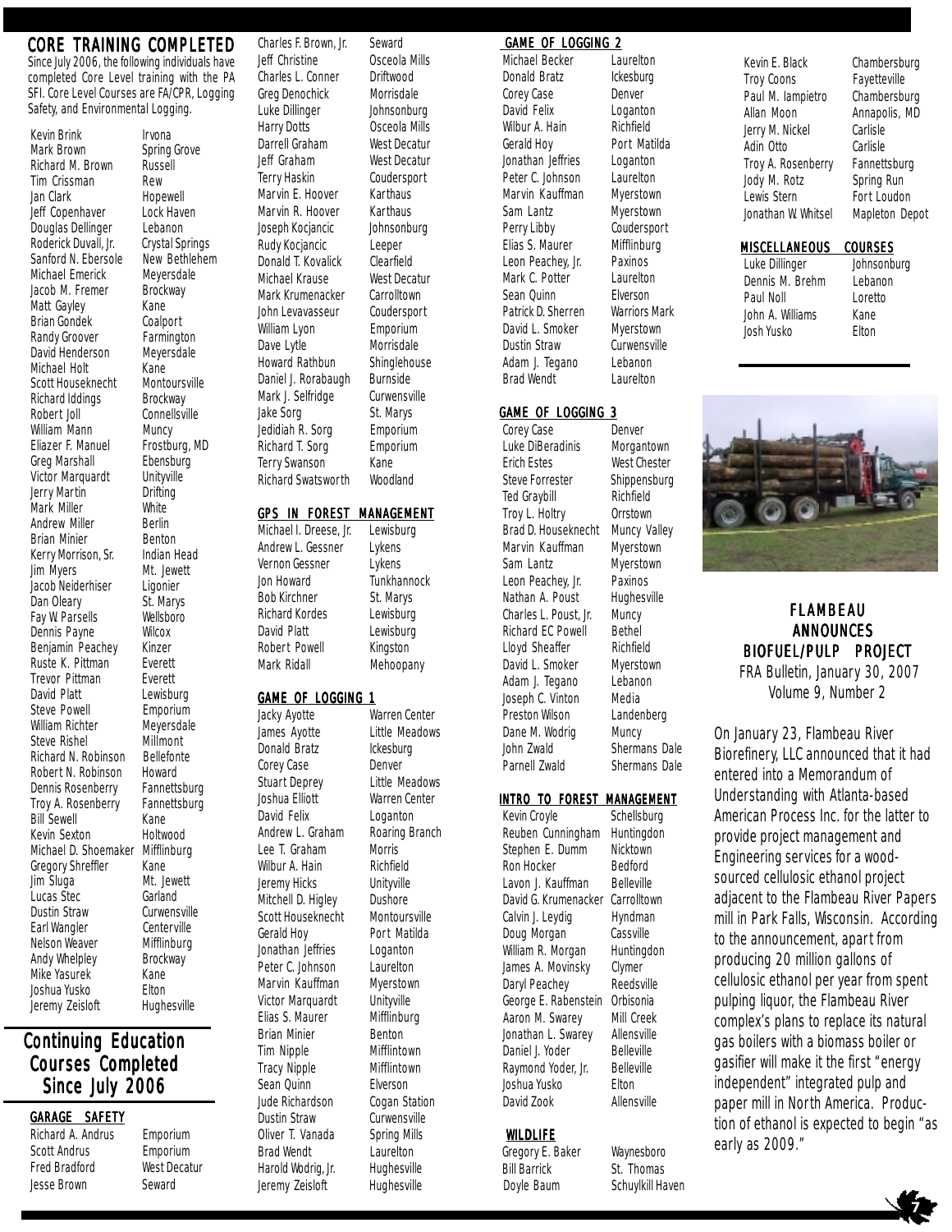## CORE TRAINING COMPLETED

Since July 2006, the following individuals have completed Core Level training with the PA SFI. Core Level Courses are FA/CPR, Logging Safety, and Environmental Logging.

| | |
|---|---|
| Kevin Brink | Irvona |
| Mark Brown | Spring Grove |
| Richard M. Brown | Russell |
| Tim Crissman | Rew |
| Jan Clark | Hopewell |
| Jeff Copenhaver | Lock Haven |
| Douglas Dellinger | Lebanon |
| Roderick Duvall, Jr. | Crystal Springs |
| Sanford N. Ebersole | New Bethlehem |
| Michael Emerick | Meyersdale |
| Jacob M. Fremer | Brockway |
| Matt Gayley | Kane |
| Brian Gondek | Coalport |
| Randy Groover | Farmington |
| David Henderson | Meyersdale |
| Michael Holt | Kane |
| Scott Houseknecht | Montoursville |
| Richard Iddings | Brockway |
| Robert Joll | Connellsville |
| William Mann | Muncy |
| Eliazer F. Manuel | Frostburg, MD |
| Greg Marshall | Ebensburg |
| Victor Marquardt | Unityville |
| Jerry Martin | Drifting |
| Mark Miller | White |
| Andrew Miller | Berlin |
| Brian Minier | Benton |
| Kerry Morrison, Sr. | Indian Head |
| Jim Myers | Mt. Jewett |
| Jacob Neiderhiser | Ligonier |
| Dan Oleary | St. Marys |
| Fay W. Parsells | Wellsboro |
| Dennis Payne | Wilcox |
| Benjamin Peachey | Kinzer |
| Ruste K. Pittman | Everett |
| Trevor Pittman | Everett |
| David Platt | Lewisburg |
| Steve Powell | Emporium |
| William Richter | Meyersdale |
| Steve Rishel | Millmont |
| Richard N. Robinson | Bellefonte |
| Robert N. Robinson | Howard |
| Dennis Rosenberry | Fannettsburg |
| Troy A. Rosenberry | Fannettsburg |
| Bill Sewell | Kane |
| Kevin Sexton | Holtwood |
| Michael D. Shoemaker | Mifflinburg |
| Gregory Shreffler | Kane |
| Jim Sluga | Mt. Jewett |
| Lucas Stec | Garland |
| Dustin Straw | Curwensville |
| Earl Wangler | Centerville |
| Nelson Weaver | Mifflinburg |
| Andy Whelpley | Brockway |
| Mike Yasurek | Kane |
| Joshua Yusko | Elton |
| Jeremy Zeisloft | Hughesville |
| Charles F. Brown, Jr. | Seward |
| Jeff Christine | Osceola Mills |
| Charles L. Conner | Driftwood |
| Greg Denochick | Morrisdale |
| Luke Dillinger | Johnsonburg |
| Harry Dotts | Osceola Mills |
| Darrell Graham | West Decatur |
| Jeff Graham | West Decatur |
| Terry Haskin | Coudersport |
| Marvin E. Hoover | Karthaus |
| Marvin R. Hoover | Karthaus |
| Joseph Kocjancic | Johnsonburg |
| Rudy Kocjancic | Leeper |
| Donald T. Kovalick | Clearfield |
| Michael Krause | West Decatur |
| Mark Krumenacker | Carrolltown |
| John Levavasseur | Coudersport |
| William Lyon | Emporium |
| Dave Lytle | Morrisdale |
| Howard Rathbun | Shinglehouse |
| Daniel J. Rorabaugh | Burnside |
| Mark J. Selfridge | Curwensville |
| Jake Sorg | St. Marys |
| Jedidiah R. Sorg | Emporium |
| Richard T. Sorg | Emporium |
| Terry Swanson | Kane |
| Richard Swatsworth | Woodland |

## Continuing Education Courses Completed Since July 2006

### GARAGE SAFETY

| | |
|---|---|
| Richard A. Andrus | Emporium |
| Scott Andrus | Emporium |
| Fred Bradford | West Decatur |
| Jesse Brown | Seward |

### GPS IN FOREST MANAGEMENT

| | |
|---|---|
| Michael I. Dreese, Jr. | Lewisburg |
| Andrew L. Gessner | Lykens |
| Vernon Gessner | Lykens |
| Jon Howard | Tunkhannock |
| Bob Kirchner | St. Marys |
| Richard Kordes | Lewisburg |
| David Platt | Lewisburg |
| Robert Powell | Kingston |
| Mark Ridall | Mehoopany |

### GAME OF LOGGING 1

| | |
|---|---|
| Jacky Ayotte | Warren Center |
| James Ayotte | Little Meadows |
| Donald Bratz | Ickesburg |
| Corey Case | Denver |
| Stuart Deprey | Little Meadows |
| Joshua Elliott | Warren Center |
| David Felix | Loganton |
| Andrew L. Graham | Roaring Branch |
| Lee T. Graham | Morris |
| Wilbur A. Hain | Richfield |
| Jeremy Hicks | Unityville |
| Mitchell D. Higley | Dushore |
| Scott Houseknecht | Montoursville |
| Gerald Hoy | Port Matilda |
| Jonathan Jeffries | Loganton |
| Peter C. Johnson | Laurelton |
| Marvin Kauffman | Myerstown |
| Victor Marquardt | Unityville |
| Elias S. Maurer | Mifflinburg |
| Brian Minier | Benton |
| Tim Nipple | Mifflintown |
| Tracy Nipple | Mifflintown |
| Sean Quinn | Elverson |
| Jude Richardson | Cogan Station |
| Dustin Straw | Curwensville |
| Oliver T. Vanada | Spring Mills |
| Brad Wendt | Laurelton |
| Harold Wodrig, Jr. | Hughesville |
| Jeremy Zeisloft | Hughesville |

### GAME OF LOGGING 2

| | |
|---|---|
| Michael Becker | Laurelton |
| Donald Bratz | Ickesburg |
| Corey Case | Denver |
| David Felix | Loganton |
| Wilbur A. Hain | Richfield |
| Gerald Hoy | Port Matilda |
| Jonathan Jeffries | Loganton |
| Peter C. Johnson | Laurelton |
| Marvin Kauffman | Myerstown |
| Sam Lantz | Myerstown |
| Perry Libby | Coudersport |
| Elias S. Maurer | Mifflinburg |
| Leon Peachey, Jr. | Paxinos |
| Mark C. Potter | Laurelton |
| Sean Quinn | Elverson |
| Patrick D. Sherren | Warriors Mark |
| David L. Smoker | Myerstown |
| Dustin Straw | Curwensville |
| Adam J. Tegano | Lebanon |
| Brad Wendt | Laurelton |

### GAME OF LOGGING 3

| | |
|---|---|
| Corey Case | Denver |
| Luke DiBeradinis | Morgantown |
| Erich Estes | West Chester |
| Steve Forrester | Shippensburg |
| Ted Graybill | Richfield |
| Troy L. Holtry | Orrstown |
| Brad D. Houseknecht | Muncy Valley |
| Marvin Kauffman | Myerstown |
| Sam Lantz | Myerstown |
| Leon Peachey, Jr. | Paxinos |
| Nathan A. Poust | Hughesville |
| Charles L. Poust, Jr. | Muncy |
| Richard EC Powell | Bethel |
| Lloyd Sheaffer | Richfield |
| David L. Smoker | Myerstown |
| Adam J. Tegano | Lebanon |
| Joseph C. Vinton | Media |
| Preston Wilson | Landenberg |
| Dane M. Wodrig | Muncy |
| John Zwald | Shermans Dale |
| Parnell Zwald | Shermans Dale |

### INTRO TO FOREST MANAGEMENT

| | |
|---|---|
| Kevin Croyle | Schellsburg |
| Reuben Cunningham | Huntingdon |
| Stephen E. Dumm | Nicktown |
| Ron Hocker | Bedford |
| Lavon J. Kauffman | Belleville |
| David G. Krumenacker | Carrolltown |
| Calvin J. Leydig | Hyndman |
| Doug Morgan | Cassville |
| William R. Morgan | Huntingdon |
| James A. Movinsky | Clymer |
| Daryl Peachey | Reedsville |
| George E. Rabenstein | Orbisonia |
| Aaron M. Swarey | Mill Creek |
| Jonathan L. Swarey | Allensville |
| Daniel J. Yoder | Belleville |
| Raymond Yoder, Jr. | Belleville |
| Joshua Yusko | Elton |
| David Zook | Allensville |

### WILDLIFE

| | |
|---|---|
| Gregory E. Baker | Waynesboro |
| Bill Barrick | St. Thomas |
| Doyle Baum | Schuylkill Haven |
| Kevin E. Black | Chambersburg |
| Troy Coons | Fayetteville |
| Paul M. Iampietro | Chambersburg |
| Allan Moon | Annapolis, MD |
| Jerry M. Nickel | Carlisle |
| Adin Otto | Carlisle |
| Troy A. Rosenberry | Fannettsburg |
| Jody M. Rotz | Spring Run |
| Lewis Stern | Fort Loudon |
| Jonathan W. Whitsel | Mapleton Depot |

### MISCELLANEOUS COURSES

| | |
|---|---|
| Luke Dillinger | Johnsonburg |
| Dennis M. Brehm | Lebanon |
| Paul Noll | Loretto |
| John A. Williams | Kane |
| Josh Yusko | Elton |

## FLAMBEAU ANNOUNCES BIOFUEL/PULP PROJECT

FRA Bulletin, January 30, 2007
Volume 9, Number 2

On January 23, Flambeau River Biorefinery, LLC announced that it had entered into a Memorandum of Understanding with Atlanta-based American Process Inc. for the latter to provide project management and Engineering services for a wood-sourced cellulosic ethanol project adjacent to the Flambeau River Papers mill in Park Falls, Wisconsin. According to the announcement, apart from producing 20 million gallons of cellulosic ethanol per year from spent pulping liquor, the Flambeau River complex's plans to replace its natural gas boilers with a biomass boiler or gasifier will make it the first "energy independent" integrated pulp and paper mill in North America. Production of ethanol is expected to begin "as early as 2009."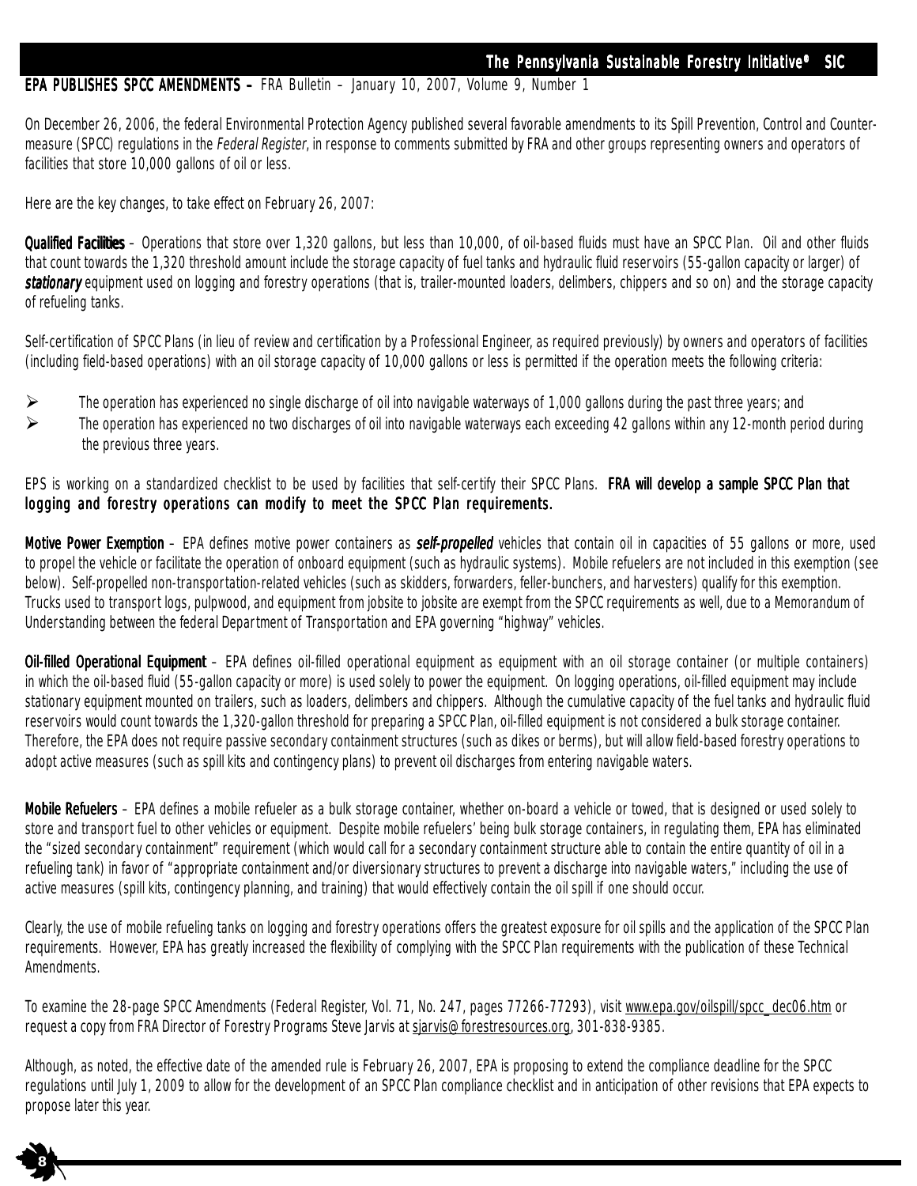**EPA PUBLISHES SPCC AMENDMENTS –** FRA Bulletin – January 10, 2007, Volume 9, Number 1

On December 26, 2006, the federal Environmental Protection Agency published several favorable amendments to its Spill Prevention, Control and Countermeasure (SPCC) regulations in the *Federal Register*, in response to comments submitted by FRA and other groups representing owners and operators of facilities that store 10,000 gallons of oil or less.

Here are the key changes, to take effect on February 26, 2007:

**Qualified Facilities** – Operations that store over 1,320 gallons, but less than 10,000, of oil-based fluids must have an SPCC Plan. Oil and other fluids that count towards the 1,320 threshold amount include the storage capacity of fuel tanks and hydraulic fluid reservoirs (55-gallon capacity or larger) of ***stationary*** equipment used on logging and forestry operations (that is, trailer-mounted loaders, delimbers, chippers and so on) and the storage capacity of refueling tanks.

Self-certification of SPCC Plans (in lieu of review and certification by a Professional Engineer, as required previously) by owners and operators of facilities (including field-based operations) with an oil storage capacity of 10,000 gallons or less is permitted if the operation meets the following criteria:

- The operation has experienced no single discharge of oil into navigable waterways of 1,000 gallons during the past three years; and
- The operation has experienced no two discharges of oil into navigable waterways each exceeding 42 gallons within any 12-month period during the previous three years.

EPS is working on a standardized checklist to be used by facilities that self-certify their SPCC Plans. **FRA will develop a sample SPCC Plan that logging and forestry operations can modify to meet the SPCC Plan requirements.**

**Motive Power Exemption** – EPA defines motive power containers as ***self-propelled*** vehicles that contain oil in capacities of 55 gallons or more, used to propel the vehicle or facilitate the operation of onboard equipment (such as hydraulic systems). Mobile refuelers are not included in this exemption (see below). Self-propelled non-transportation-related vehicles (such as skidders, forwarders, feller-bunchers, and harvesters) qualify for this exemption. Trucks used to transport logs, pulpwood, and equipment from jobsite to jobsite are exempt from the SPCC requirements as well, due to a Memorandum of Understanding between the federal Department of Transportation and EPA governing "highway" vehicles.

**Oil-filled Operational Equipment** – EPA defines oil-filled operational equipment as equipment with an oil storage container (or multiple containers) in which the oil-based fluid (55-gallon capacity or more) is used solely to power the equipment. On logging operations, oil-filled equipment may include stationary equipment mounted on trailers, such as loaders, delimbers and chippers. Although the cumulative capacity of the fuel tanks and hydraulic fluid reservoirs would count towards the 1,320-gallon threshold for preparing a SPCC Plan, oil-filled equipment is not considered a bulk storage container. Therefore, the EPA does not require passive secondary containment structures (such as dikes or berms), but will allow field-based forestry operations to adopt active measures (such as spill kits and contingency plans) to prevent oil discharges from entering navigable waters.

**Mobile Refuelers** – EPA defines a mobile refueler as a bulk storage container, whether on-board a vehicle or towed, that is designed or used solely to store and transport fuel to other vehicles or equipment. Despite mobile refuelers' being bulk storage containers, in regulating them, EPA has eliminated the "sized secondary containment" requirement (which would call for a secondary containment structure able to contain the entire quantity of oil in a refueling tank) in favor of "appropriate containment and/or diversionary structures to prevent a discharge into navigable waters," including the use of active measures (spill kits, contingency planning, and training) that would effectively contain the oil spill if one should occur.

Clearly, the use of mobile refueling tanks on logging and forestry operations offers the greatest exposure for oil spills and the application of the SPCC Plan requirements. However, EPA has greatly increased the flexibility of complying with the SPCC Plan requirements with the publication of these Technical Amendments.

To examine the 28-page SPCC Amendments (Federal Register, Vol. 71, No. 247, pages 77266-77293), visit www.epa.gov/oilspill/spcc_dec06.htm or request a copy from FRA Director of Forestry Programs Steve Jarvis at sjarvis@forestresources.org, 301-838-9385.

Although, as noted, the effective date of the amended rule is February 26, 2007, EPA is proposing to extend the compliance deadline for the SPCC regulations until July 1, 2009 to allow for the development of an SPCC Plan compliance checklist and in anticipation of other revisions that EPA expects to propose later this year.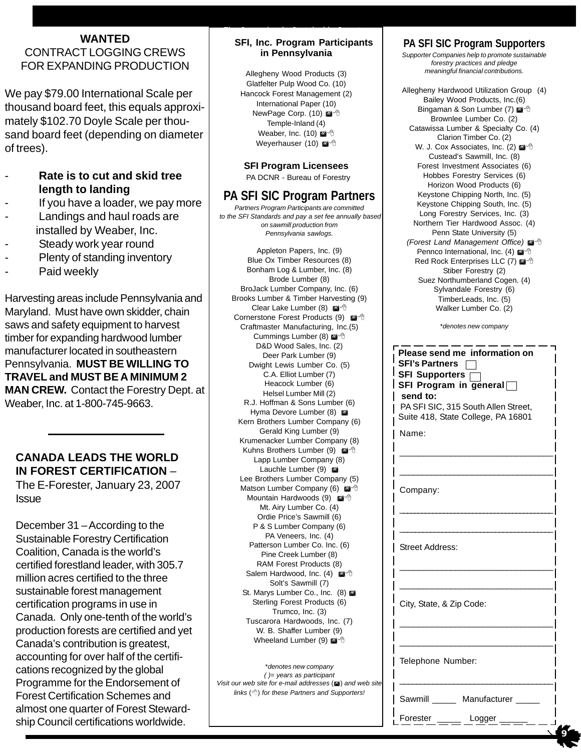## WANTED

CONTRACT LOGGING CREWS FOR EXPANDING PRODUCTION

We pay $79.00 International Scale per thousand board feet, this equals approximately $102.70 Doyle Scale per thousand board feet (depending on diameter of trees).

- **Rate is to cut and skid tree length to landing**
- If you have a loader, we pay more
- Landings and haul roads are installed by Weaber, Inc.
- Steady work year round
- Plenty of standing inventory
- Paid weekly

Harvesting areas include Pennsylvania and Maryland. Must have own skidder, chain saws and safety equipment to harvest timber for expanding hardwood lumber manufacturer located in southeastern Pennsylvania. **MUST BE WILLING TO TRAVEL and MUST BE A MINIMUM 2 MAN CREW.** Contact the Forestry Dept. at Weaber, Inc. at 1-800-745-9663.

---

### CANADA LEADS THE WORLD IN FOREST CERTIFICATION – The E-Forester, January 23, 2007 Issue

December 31 – According to the Sustainable Forestry Certification Coalition, Canada is the world's certified forestland leader, with 305.7 million acres certified to the three sustainable forest management certification programs in use in Canada. Only one-tenth of the world's production forests are certified and yet Canada's contribution is greatest, accounting for over half of the certifications recognized by the global Programme for the Endorsement of Forest Certification Schemes and almost one quarter of Forest Stewardship Council certifications worldwide.

### SFI, Inc. Program Participants in Pennsylvania

Allegheny Wood Products (3)
Glatfelter Pulp Wood Co. (10)
Hancock Forest Management (2)
International Paper (10)
NewPage Corp. (10) ✉ 🖱
Temple-Inland (4)
Weaber, Inc. (10) ✉ 🖱
Weyerhauser (10) ✉ 🖱

### SFI Program Licensees

PA DCNR - Bureau of Forestry

## PA SFI SIC Program Partners

*Partners Program Participants are committed to the SFI Standards and pay a set fee annually based on sawmill production from Pennsylvania sawlogs.*

Appleton Papers, Inc. (9)
Blue Ox Timber Resources (8)
Bonham Log & Lumber, Inc. (8)
Brode Lumber (8)
BroJack Lumber Company, Inc. (6)
Brooks Lumber & Timber Harvesting (9)
Clear Lake Lumber (8) ✉ 🖱
Cornerstone Forest Products (9) ✉ 🖱
Craftmaster Manufacturing, Inc.(5)
Cummings Lumber (8) ✉ 🖱
D&D Wood Sales, Inc. (2)
Deer Park Lumber (9)
Dwight Lewis Lumber Co. (5)
C.A. Elliot Lumber (7)
Heacock Lumber (6)
Helsel Lumber Mill (2)
R.J. Hoffman & Sons Lumber (6)
Hyma Devore Lumber (8) ✉
Kern Brothers Lumber Company (6)
Gerald King Lumber (9)
Krumenacker Lumber Company (8)
Kuhns Brothers Lumber (9) ✉ 🖱
Lapp Lumber Company (8)
Lauchle Lumber (9) ✉
Lee Brothers Lumber Company (5)
Matson Lumber Company (6) ✉ 🖱
Mountain Hardwoods (9) ✉ 🖱
Mt. Airy Lumber Co. (4)
Ordie Price's Sawmill (6)
P & S Lumber Company (6)
PA Veneers, Inc. (4)
Patterson Lumber Co. Inc. (6)
Pine Creek Lumber (8)
RAM Forest Products (8)
Salem Hardwood, Inc. (4) ✉ 🖱
Solt's Sawmill (7)
St. Marys Lumber Co., Inc. (8) ✉
Sterling Forest Products (6)
Trumco, Inc. (3)
Tuscarora Hardwoods, Inc. (7)
W. B. Shaffer Lumber (9)
Wheeland Lumber (9) ✉ 🖱

*\*denotes new company*
*( )= years as participant*
*Visit our web site for e-mail addresses (✉) and web site links (🖱) for these Partners and Supporters!*

## PA SFI SIC Program Supporters

*Supporter Companies help to promote sustainable forestry practices and pledge meaningful financial contributions.*

Allegheny Hardwood Utilization Group (4)
Bailey Wood Products, Inc.(6)
Bingaman & Son Lumber (7) ✉ 🖱
Brownlee Lumber Co. (2)
Catawissa Lumber & Specialty Co. (4)
Clarion Timber Co. (2)
W. J. Cox Associates, Inc. (2) ✉ 🖱
Custead's Sawmill, Inc. (8)
Forest Investment Associates (6)
Hobbes Forestry Services (6)
Horizon Wood Products (6)
Keystone Chipping North, Inc. (5)
Keystone Chipping South, Inc. (5)
Long Forestry Services, Inc. (3)
Northern Tier Hardwood Assoc. (4)
Penn State University (5)
*(Forest Land Management Office)* ✉ 🖱
Pennco International, Inc. (4) ✉ 🖱
Red Rock Enterprises LLC (7) ✉ 🖱
Stiber Forestry (2)
Suez Northumberland Cogen. (4)
Sylvandale Forestry (6)
TimberLeads, Inc. (5)
Walker Lumber Co. (2)

*\*denotes new company*

---

**Please send me information on**
**SFI's Partners** ☐
**SFI Supporters** ☐
**SFI Program in general** ☐
**send to:**
PA SFI SIC, 315 South Allen Street, Suite 418, State College, PA 16801

Name: ______________________________
______________________________

Company: ______________________________
______________________________

Street Address: ______________________________
______________________________

City, State, & Zip Code: ______________________________
______________________________

Telephone Number: ______________________________

Sawmill _____ Manufacturer _____

Forester _____ Logger ______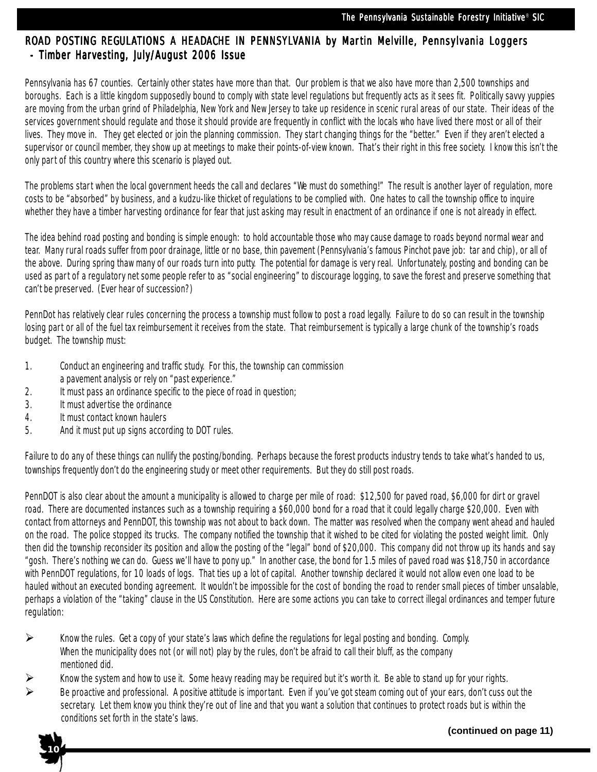## ROAD POSTING REGULATIONS A HEADACHE IN PENNSYLVANIA by Martin Melville, Pennsylvania Loggers - Timber Harvesting, July/August 2006 Issue

Pennsylvania has 67 counties. Certainly other states have more than that. Our problem is that we also have more than 2,500 townships and boroughs. Each is a little kingdom supposedly bound to comply with state level regulations but frequently acts as it sees fit. Politically savvy yuppies are moving from the urban grind of Philadelphia, New York and New Jersey to take up residence in scenic rural areas of our state. Their ideas of the services government should regulate and those it should provide are frequently in conflict with the locals who have lived there most or all of their lives. They move in. They get elected or join the planning commission. They start changing things for the "better." Even if they aren't elected a supervisor or council member, they show up at meetings to make their points-of-view known. That's their right in this free society. I know this isn't the only part of this country where this scenario is played out.

The problems start when the local government heeds the call and declares "We must do something!" The result is another layer of regulation, more costs to be "absorbed" by business, and a kudzu-like thicket of regulations to be complied with. One hates to call the township office to inquire whether they have a timber harvesting ordinance for fear that just asking may result in enactment of an ordinance if one is not already in effect.

The idea behind road posting and bonding is simple enough: to hold accountable those who may cause damage to roads beyond normal wear and tear. Many rural roads suffer from poor drainage, little or no base, thin pavement (Pennsylvania's famous Pinchot pave job: tar and chip), or all of the above. During spring thaw many of our roads turn into putty. The potential for damage is very real. Unfortunately, posting and bonding can be used as part of a regulatory net some people refer to as "social engineering" to discourage logging, to save the forest and preserve something that can't be preserved. (Ever hear of succession?)

PennDot has relatively clear rules concerning the process a township must follow to post a road legally. Failure to do so can result in the township losing part or all of the fuel tax reimbursement it receives from the state. That reimbursement is typically a large chunk of the township's roads budget. The township must:

1. Conduct an engineering and traffic study. For this, the township can commission a pavement analysis or rely on "past experience."
2. It must pass an ordinance specific to the piece of road in question;
3. It must advertise the ordinance
4. It must contact known haulers
5. And it must put up signs according to DOT rules.

Failure to do any of these things can nullify the posting/bonding. Perhaps because the forest products industry tends to take what's handed to us, townships frequently don't do the engineering study or meet other requirements. But they do still post roads.

PennDOT is also clear about the amount a municipality is allowed to charge per mile of road: $12,500 for paved road, $6,000 for dirt or gravel road. There are documented instances such as a township requiring a $60,000 bond for a road that it could legally charge $20,000. Even with contact from attorneys and PennDOT, this township was not about to back down. The matter was resolved when the company went ahead and hauled on the road. The police stopped its trucks. The company notified the township that it wished to be cited for violating the posted weight limit. Only then did the township reconsider its position and allow the posting of the "legal" bond of $20,000. This company did not throw up its hands and say "gosh. There's nothing we can do. Guess we'll have to pony up." In another case, the bond for 1.5 miles of paved road was $18,750 in accordance with PennDOT regulations, for 10 loads of logs. That ties up a lot of capital. Another township declared it would not allow even one load to be hauled without an executed bonding agreement. It wouldn't be impossible for the cost of bonding the road to render small pieces of timber unsalable, perhaps a violation of the "taking" clause in the US Constitution. Here are some actions you can take to correct illegal ordinances and temper future regulation:

- Know the rules. Get a copy of your state's laws which define the regulations for legal posting and bonding. Comply. When the municipality does not (or will not) play by the rules, don't be afraid to call their bluff, as the company mentioned did.
- Know the system and how to use it. Some heavy reading may be required but it's worth it. Be able to stand up for your rights.
- Be proactive and professional. A positive attitude is important. Even if you've got steam coming out of your ears, don't cuss out the secretary. Let them know you think they're out of line and that you want a solution that continues to protect roads but is within the conditions set forth in the state's laws.

**(continued on page 11)**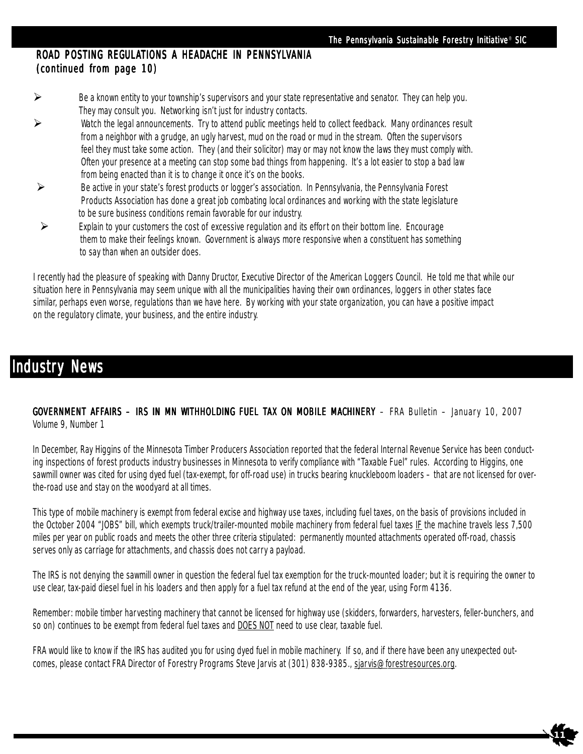## ROAD POSTING REGULATIONS A HEADACHE IN PENNSYLVANIA (continued from page 10)

- Be a known entity to your township's supervisors and your state representative and senator. They can help you. They may consult you. Networking isn't just for industry contacts.
- Watch the legal announcements. Try to attend public meetings held to collect feedback. Many ordinances result from a neighbor with a grudge, an ugly harvest, mud on the road or mud in the stream. Often the supervisors feel they must take some action. They (and their solicitor) may or may not know the laws they must comply with. Often your presence at a meeting can stop some bad things from happening. It's a lot easier to stop a bad law from being enacted than it is to change it once it's on the books.
- Be active in your state's forest products or logger's association. In Pennsylvania, the Pennsylvania Forest Products Association has done a great job combating local ordinances and working with the state legislature to be sure business conditions remain favorable for our industry.
- Explain to your customers the cost of excessive regulation and its effort on their bottom line. Encourage them to make their feelings known. Government is always more responsive when a constituent has something to say than when an outsider does.

I recently had the pleasure of speaking with Danny Dructor, Executive Director of the American Loggers Council. He told me that while our situation here in Pennsylvania may seem unique with all the municipalities having their own ordinances, loggers in other states face similar, perhaps even worse, regulations than we have here. By working with your state organization, you can have a positive impact on the regulatory climate, your business, and the entire industry.

# Industry News

**GOVERNMENT AFFAIRS – IRS IN MN WITHHOLDING FUEL TAX ON MOBILE MACHINERY** – *FRA Bulletin – January 10, 2007 Volume 9, Number 1*

In December, Ray Higgins of the Minnesota Timber Producers Association reported that the federal Internal Revenue Service has been conducting inspections of forest products industry businesses in Minnesota to verify compliance with "Taxable Fuel" rules. According to Higgins, one sawmill owner was cited for using dyed fuel (tax-exempt, for off-road use) in trucks bearing knuckleboom loaders – that are not licensed for over-the-road use and stay on the woodyard at all times.

This type of mobile machinery is exempt from federal excise and highway use taxes, including fuel taxes, on the basis of provisions included in the October 2004 "JOBS" bill, which exempts truck/trailer-mounted mobile machinery from federal fuel taxes IF the machine travels less 7,500 miles per year on public roads and meets the other three criteria stipulated: permanently mounted attachments operated off-road, chassis serves only as carriage for attachments, and chassis does not carry a payload.

The IRS is not denying the sawmill owner in question the federal fuel tax exemption for the truck-mounted loader; but it is requiring the owner to use clear, tax-paid diesel fuel in his loaders and then apply for a fuel tax refund at the end of the year, using Form 4136.

Remember: mobile timber harvesting machinery that cannot be licensed for highway use (skidders, forwarders, harvesters, feller-bunchers, and so on) continues to be exempt from federal fuel taxes and DOES NOT need to use clear, taxable fuel.

FRA would like to know if the IRS has audited you for using dyed fuel in mobile machinery. If so, and if there have been any unexpected outcomes, please contact FRA Director of Forestry Programs Steve Jarvis at (301) 838-9385., sjarvis@forestresources.org.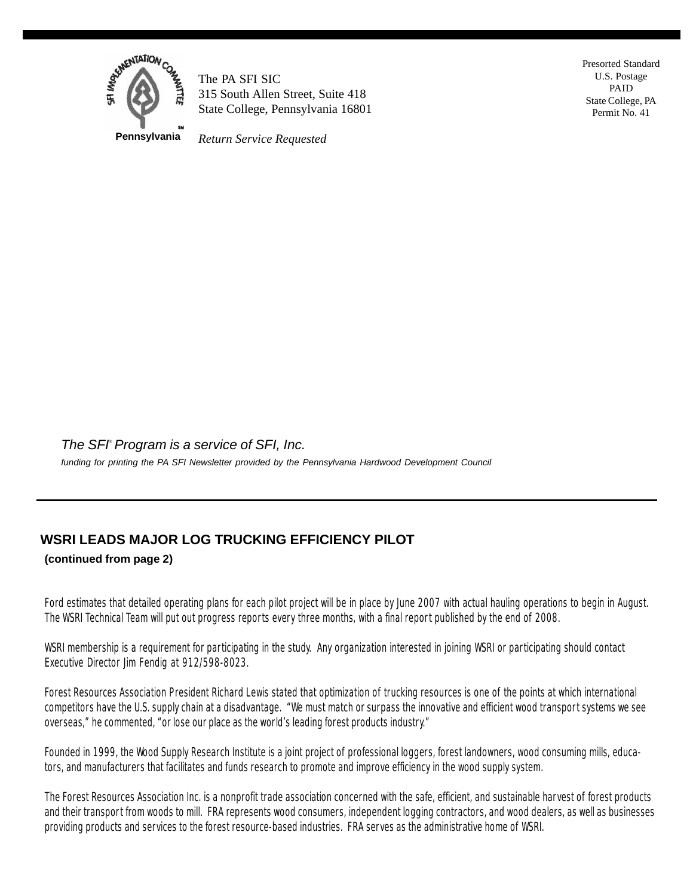Pennsylvania

The PA SFI SIC
315 South Allen Street, Suite 418
State College, Pennsylvania 16801

*Return Service Requested*

Presorted Standard
U.S. Postage
PAID
State College, PA
Permit No. 41

*The SFI® Program is a service of SFI, Inc.*

*funding for printing the PA SFI Newsletter provided by the Pennsylvania Hardwood Development Council*

---

## WSRI LEADS MAJOR LOG TRUCKING EFFICIENCY PILOT

**(continued from page 2)**

Ford estimates that detailed operating plans for each pilot project will be in place by June 2007 with actual hauling operations to begin in August. The WSRI Technical Team will put out progress reports every three months, with a final report published by the end of 2008.

WSRI membership is a requirement for participating in the study. Any organization interested in joining WSRI or participating should contact Executive Director Jim Fendig at 912/598-8023.

Forest Resources Association President Richard Lewis stated that optimization of trucking resources is one of the points at which international competitors have the U.S. supply chain at a disadvantage. "We must match or surpass the innovative and efficient wood transport systems we see overseas," he commented, "or lose our place as the world's leading forest products industry."

Founded in 1999, the Wood Supply Research Institute is a joint project of professional loggers, forest landowners, wood consuming mills, educators, and manufacturers that facilitates and funds research to promote and improve efficiency in the wood supply system.

The Forest Resources Association Inc. is a nonprofit trade association concerned with the safe, efficient, and sustainable harvest of forest products and their transport from woods to mill. FRA represents wood consumers, independent logging contractors, and wood dealers, as well as businesses providing products and services to the forest resource-based industries. FRA serves as the administrative home of WSRI.